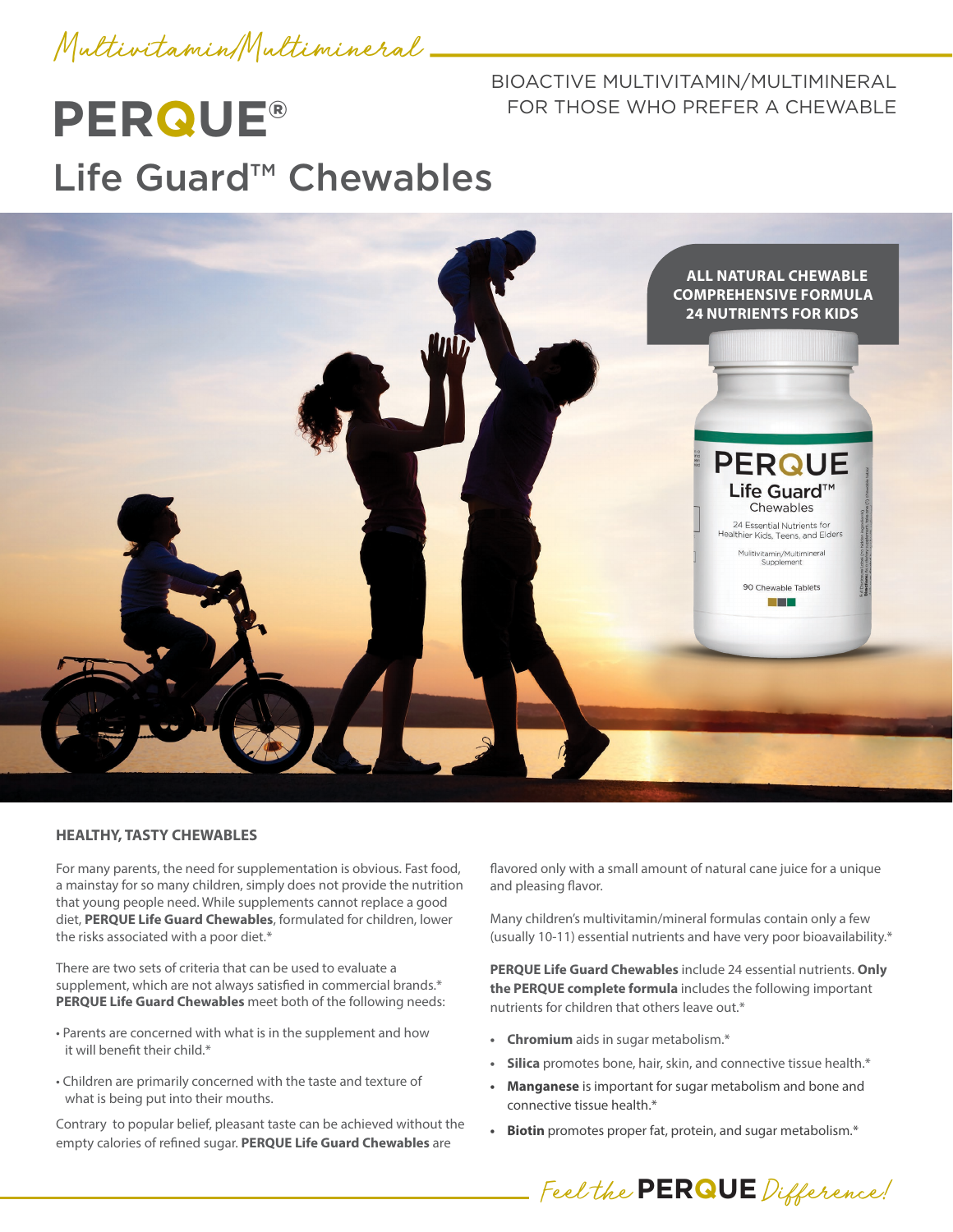Multivitamin/Multimineral

# PERQUE®

# Life Guard™ Chewables

BIOACTIVE MULTIVITAMIN/MULTIMINERAL FOR THOSE WHO PREFER A CHEWABLE

**ALL NATURAL CHEWABLE
COMPREHENSIVE FORMULA
24 NUTRIENTS FOR KIDS**

## HEALTHY, TASTY CHEWABLES

For many parents, the need for supplementation is obvious. Fast food, a mainstay for so many children, simply does not provide the nutrition that young people need. While supplements cannot replace a good diet, **PERQUE Life Guard Chewables**, formulated for children, lower the risks associated with a poor diet.*

There are two sets of criteria that can be used to evaluate a supplement, which are not always satisfied in commercial brands.* **PERQUE Life Guard Chewables** meet both of the following needs:

- Parents are concerned with what is in the supplement and how it will benefit their child.*
- Children are primarily concerned with the taste and texture of what is being put into their mouths.

Contrary to popular belief, pleasant taste can be achieved without the empty calories of refined sugar. **PERQUE Life Guard Chewables** are flavored only with a small amount of natural cane juice for a unique and pleasing flavor.

Many children's multivitamin/mineral formulas contain only a few (usually 10-11) essential nutrients and have very poor bioavailability.*

**PERQUE Life Guard Chewables** include 24 essential nutrients. **Only the PERQUE complete formula** includes the following important nutrients for children that others leave out.*

- **Chromium** aids in sugar metabolism.*
- **Silica** promotes bone, hair, skin, and connective tissue health.*
- **Manganese** is important for sugar metabolism and bone and connective tissue health.*
- **Biotin** promotes proper fat, protein, and sugar metabolism.*

Feel the PERQUE Difference!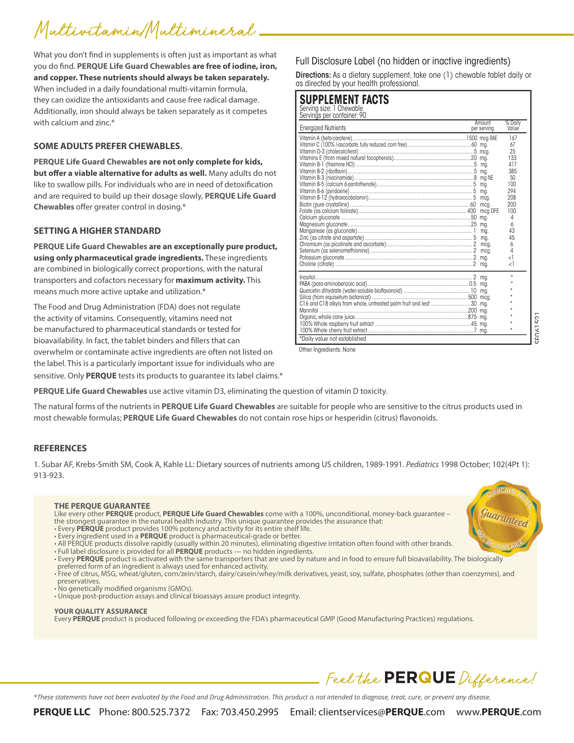# Multivitamin/Multimineral

What you don't find in supplements is often just as important as what you do find. **PERQUE Life Guard Chewables are free of iodine, iron, and copper. These nutrients should always be taken separately.** When included in a daily foundational multi-vitamin formula, they can oxidize the antioxidants and cause free radical damage. Additionally, iron should always be taken separately as it competes with calcium and zinc.*

### SOME ADULTS PREFER CHEWABLES.

**PERQUE Life Guard Chewables are not only complete for kids, but offer a viable alternative for adults as well.** Many adults do not like to swallow pills. For individuals who are in need of detoxification and are required to build up their dosage slowly, **PERQUE Life Guard Chewables** offer greater control in dosing.*

### SETTING A HIGHER STANDARD

**PERQUE Life Guard Chewables are an exceptionally pure product, using only pharmaceutical grade ingredients.** These ingredients are combined in biologically correct proportions, with the natural transporters and cofactors necessary for **maximum activity.** This means much more active uptake and utilization.*

The Food and Drug Administration (FDA) does not regulate the activity of vitamins. Consequently, vitamins need not be manufactured to pharmaceutical standards or tested for bioavailability. In fact, the tablet binders and fillers that can overwhelm or contaminate active ingredients are often not listed on the label. This is a particularly important issue for individuals who are sensitive. Only **PERQUE** tests its products to guarantee its label claims.*

Full Disclosure Label (no hidden or inactive ingredients)

**Directions:** As a dietary supplement, take one (1) chewable tablet daily or as directed by your health professional.

**SUPPLEMENT FACTS**
Serving size: 1 Chewable
Servings per container: 90

| Energized Nutrients | Amount per serving | % Daily Value |
|---|---|---|
| Vitamin A (beta-carotene) | 1500 mcg RAE | 167 |
| Vitamin C (100% l-ascorbate, fully reduced, corn free) | 60 mg. | 67 |
| Vitamin D-3 (cholecalciferol) | 5 mcg. | 25 |
| Vitamins E (from mixed natural tocopherols) | 20 mg. | 133 |
| Vitamin B-1 (thiamine HCl) | 5 mg. | 417 |
| Vitamin B-2 (riboflavin) | 5 mg. | 385 |
| Vitamin B-3 (niacinamide) | 8 mg NE | 50 |
| Vitamin B-5 (calcium d-pantothenate) | 5 mg. | 100 |
| Vitamin B-6 (pyridoxine) | 5 mg. | 294 |
| Vitamin B-12 (hydroxocobalamin) | 5 mcg. | 208 |
| Biotin (pure crystalline) | 60 mcg. | 200 |
| Folate (as calcium folinate) | 400 mcg DFE | 100 |
| Calcium gluconate | 50 mg. | 4 |
| Magnesium gluconate | 25 mg. | 6 |
| Manganese (as gluconate) | 1 mg. | 43 |
| Zinc (as citrate and aspartate) | 5 mg. | 45 |
| Chromium (as picolinate and ascorbate) | 2 mcg. | 6 |
| Selenium (as selenomethionine) | 2 mcg. | 4 |
| Potassium gluconate | 2 mg. | <1 |
| Choline (citrate) | 2 mg. | <1 |
| Inositol | 2 mg. | * |
| PABA (para-aminobenzoic acid) | 0.5 mg. | * |
| Quercetin dihydrate (water-soluble bioflavonoid) | 10 mg. | * |
| Silica (from equisetum botanical) | 500 mcg. | * |
| C16 and C18 alkyls from whole, untreated palm fruit and leaf | 30 mg. | * |
| Mannitol | 200 mg. | * |
| Organic, whole cane juice | 875 mg. | * |
| 100% Whole raspberry fruit extract | 45 mg. | * |
| 100% Whole cherry fruit extract | 7 mg. | * |

*Daily value not established

Other Ingredients: None

**PERQUE Life Guard Chewables** use active vitamin D3, eliminating the question of vitamin D toxicity.

The natural forms of the nutrients in **PERQUE Life Guard Chewables** are suitable for people who are sensitive to the citrus products used in most chewable formulas; **PERQUE Life Guard Chewables** do not contain rose hips or hesperidin (citrus) flavonoids.

### REFERENCES

1. Subar AF, Krebs-Smith SM, Cook A, Kahle LL: Dietary sources of nutrients among US children, 1989-1991. *Pediatrics* 1998 October; 102(4Pt 1): 913-923.

### THE PERQUE GUARANTEE

Like every other **PERQUE** product, **PERQUE Life Guard Chewables** come with a 100%, unconditional, money-back guarantee – the strongest guarantee in the natural health industry. This unique guarantee provides the assurance that:

- Every **PERQUE** product provides 100% potency and activity for its entire shelf life.
- Every ingredient used in a **PERQUE** product is pharmaceutical-grade or better.
- All PERQUE products dissolve rapidly (usually within 20 minutes), eliminating digestive irritation often found with other brands.
- Full label disclosure is provided for all **PERQUE** products — no hidden ingredients.
- Every **PERQUE** product is activated with the same transporters that are used by nature and in food to ensure full bioavailability. The biologically preferred form of an ingredient is always used for enhanced activity.
- Free of citrus, MSG, wheat/gluten, corn/zein/starch, dairy/casein/whey/milk derivatives, yeast, soy, sulfate, phosphates (other than coenzymes), and preservatives.
- No genetically modified organisms (GMOs).
- Unique post-production assays and clinical bioassays assure product integrity.

Clinically Tested · Guaranteed · 100% Bioavailable

### YOUR QUALITY ASSURANCE

Every **PERQUE** product is produced following or exceeding the FDA's pharmaceutical GMP (Good Manufacturing Practices) regulations.

Feel the **PERQUE** Difference!

*\*These statements have not been evaluated by the Food and Drug Administration. This product is not intended to diagnose, treat, cure, or prevent any disease.*

**PERQUE LLC** Phone: 800.525.7372 Fax: 703.450.2995 Email: clientservices@**PERQUE**.com www.**PERQUE**.com